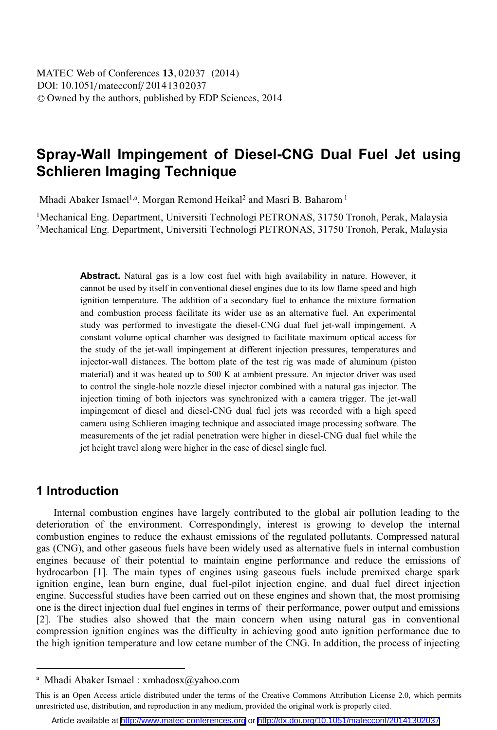# Spray-Wall Impingement of Diesel-CNG Dual Fuel Jet using Schlieren Imaging Technique

Mhadi Abaker Ismael[1,a], Morgan Remond Heikal[2] and Masri B. Baharom[1]

[1]Mechanical Eng. Department, Universiti Technologi PETRONAS, 31750 Tronoh, Perak, Malaysia
[2]Mechanical Eng. Department, Universiti Technologi PETRONAS, 31750 Tronoh, Perak, Malaysia

**Abstract.** Natural gas is a low cost fuel with high availability in nature. However, it cannot be used by itself in conventional diesel engines due to its low flame speed and high ignition temperature. The addition of a secondary fuel to enhance the mixture formation and combustion process facilitate its wider use as an alternative fuel. An experimental study was performed to investigate the diesel-CNG dual fuel jet-wall impingement. A constant volume optical chamber was designed to facilitate maximum optical access for the study of the jet-wall impingement at different injection pressures, temperatures and injector-wall distances. The bottom plate of the test rig was made of aluminum (piston material) and it was heated up to 500 K at ambient pressure. An injector driver was used to control the single-hole nozzle diesel injector combined with a natural gas injector. The injection timing of both injectors was synchronized with a camera trigger. The jet-wall impingement of diesel and diesel-CNG dual fuel jets was recorded with a high speed camera using Schlieren imaging technique and associated image processing software. The measurements of the jet radial penetration were higher in diesel-CNG dual fuel while the jet height travel along were higher in the case of diesel single fuel.

## 1 Introduction

Internal combustion engines have largely contributed to the global air pollution leading to the deterioration of the environment. Correspondingly, interest is growing to develop the internal combustion engines to reduce the exhaust emissions of the regulated pollutants. Compressed natural gas (CNG), and other gaseous fuels have been widely used as alternative fuels in internal combustion engines because of their potential to maintain engine performance and reduce the emissions of hydrocarbon [1]. The main types of engines using gaseous fuels include premixed charge spark ignition engine, lean burn engine, dual fuel-pilot injection engine, and dual fuel direct injection engine. Successful studies have been carried out on these engines and shown that, the most promising one is the direct injection dual fuel engines in terms of their performance, power output and emissions [2]. The studies also showed that the main concern when using natural gas in conventional compression ignition engines was the difficulty in achieving good auto ignition performance due to the high ignition temperature and low cetane number of the CNG. In addition, the process of injecting

---

[a] Mhadi Abaker Ismael : xmhadosx@yahoo.com

This is an Open Access article distributed under the terms of the Creative Commons Attribution License 2.0, which permits unrestricted use, distribution, and reproduction in any medium, provided the original work is properly cited.

Article available at http://www.matec-conferences.org or http://dx.doi.org/10.1051/matecconf/20141302037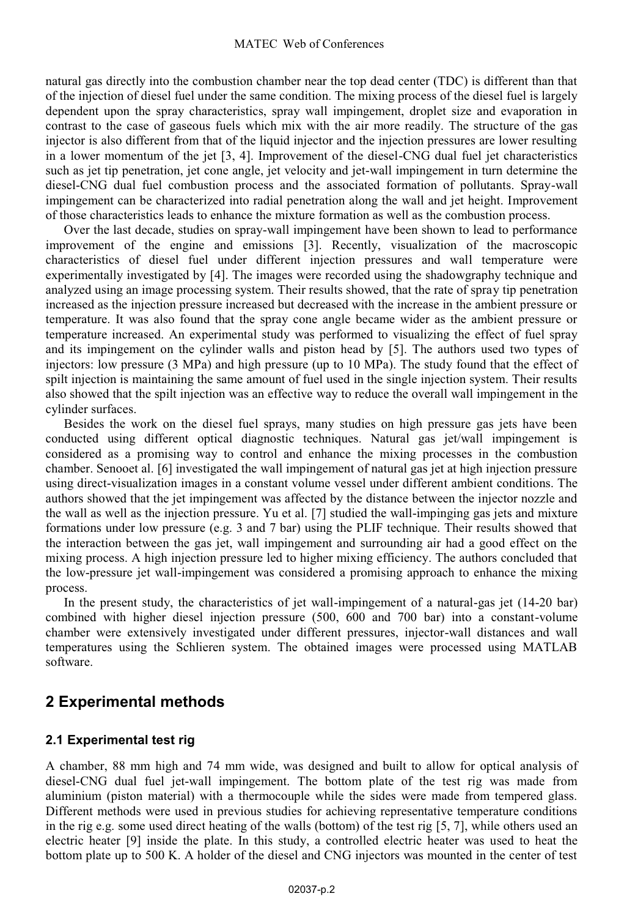natural gas directly into the combustion chamber near the top dead center (TDC) is different than that of the injection of diesel fuel under the same condition. The mixing process of the diesel fuel is largely dependent upon the spray characteristics, spray wall impingement, droplet size and evaporation in contrast to the case of gaseous fuels which mix with the air more readily. The structure of the gas injector is also different from that of the liquid injector and the injection pressures are lower resulting in a lower momentum of the jet [3, 4]. Improvement of the diesel-CNG dual fuel jet characteristics such as jet tip penetration, jet cone angle, jet velocity and jet-wall impingement in turn determine the diesel-CNG dual fuel combustion process and the associated formation of pollutants. Spray-wall impingement can be characterized into radial penetration along the wall and jet height. Improvement of those characteristics leads to enhance the mixture formation as well as the combustion process.

Over the last decade, studies on spray-wall impingement have been shown to lead to performance improvement of the engine and emissions [3]. Recently, visualization of the macroscopic characteristics of diesel fuel under different injection pressures and wall temperature were experimentally investigated by [4]. The images were recorded using the shadowgraphy technique and analyzed using an image processing system. Their results showed, that the rate of spray tip penetration increased as the injection pressure increased but decreased with the increase in the ambient pressure or temperature. It was also found that the spray cone angle became wider as the ambient pressure or temperature increased. An experimental study was performed to visualizing the effect of fuel spray and its impingement on the cylinder walls and piston head by [5]. The authors used two types of injectors: low pressure (3 MPa) and high pressure (up to 10 MPa). The study found that the effect of spilt injection is maintaining the same amount of fuel used in the single injection system. Their results also showed that the spilt injection was an effective way to reduce the overall wall impingement in the cylinder surfaces.

Besides the work on the diesel fuel sprays, many studies on high pressure gas jets have been conducted using different optical diagnostic techniques. Natural gas jet/wall impingement is considered as a promising way to control and enhance the mixing processes in the combustion chamber. Senooet al. [6] investigated the wall impingement of natural gas jet at high injection pressure using direct-visualization images in a constant volume vessel under different ambient conditions. The authors showed that the jet impingement was affected by the distance between the injector nozzle and the wall as well as the injection pressure. Yu et al. [7] studied the wall-impinging gas jets and mixture formations under low pressure (e.g. 3 and 7 bar) using the PLIF technique. Their results showed that the interaction between the gas jet, wall impingement and surrounding air had a good effect on the mixing process. A high injection pressure led to higher mixing efficiency. The authors concluded that the low-pressure jet wall-impingement was considered a promising approach to enhance the mixing process.

In the present study, the characteristics of jet wall-impingement of a natural-gas jet (14-20 bar) combined with higher diesel injection pressure (500, 600 and 700 bar) into a constant-volume chamber were extensively investigated under different pressures, injector-wall distances and wall temperatures using the Schlieren system. The obtained images were processed using MATLAB software.

## 2 Experimental methods

### 2.1 Experimental test rig

A chamber, 88 mm high and 74 mm wide, was designed and built to allow for optical analysis of diesel-CNG dual fuel jet-wall impingement. The bottom plate of the test rig was made from aluminium (piston material) with a thermocouple while the sides were made from tempered glass. Different methods were used in previous studies for achieving representative temperature conditions in the rig e.g. some used direct heating of the walls (bottom) of the test rig [5, 7], while others used an electric heater [9] inside the plate. In this study, a controlled electric heater was used to heat the bottom plate up to 500 K. A holder of the diesel and CNG injectors was mounted in the center of test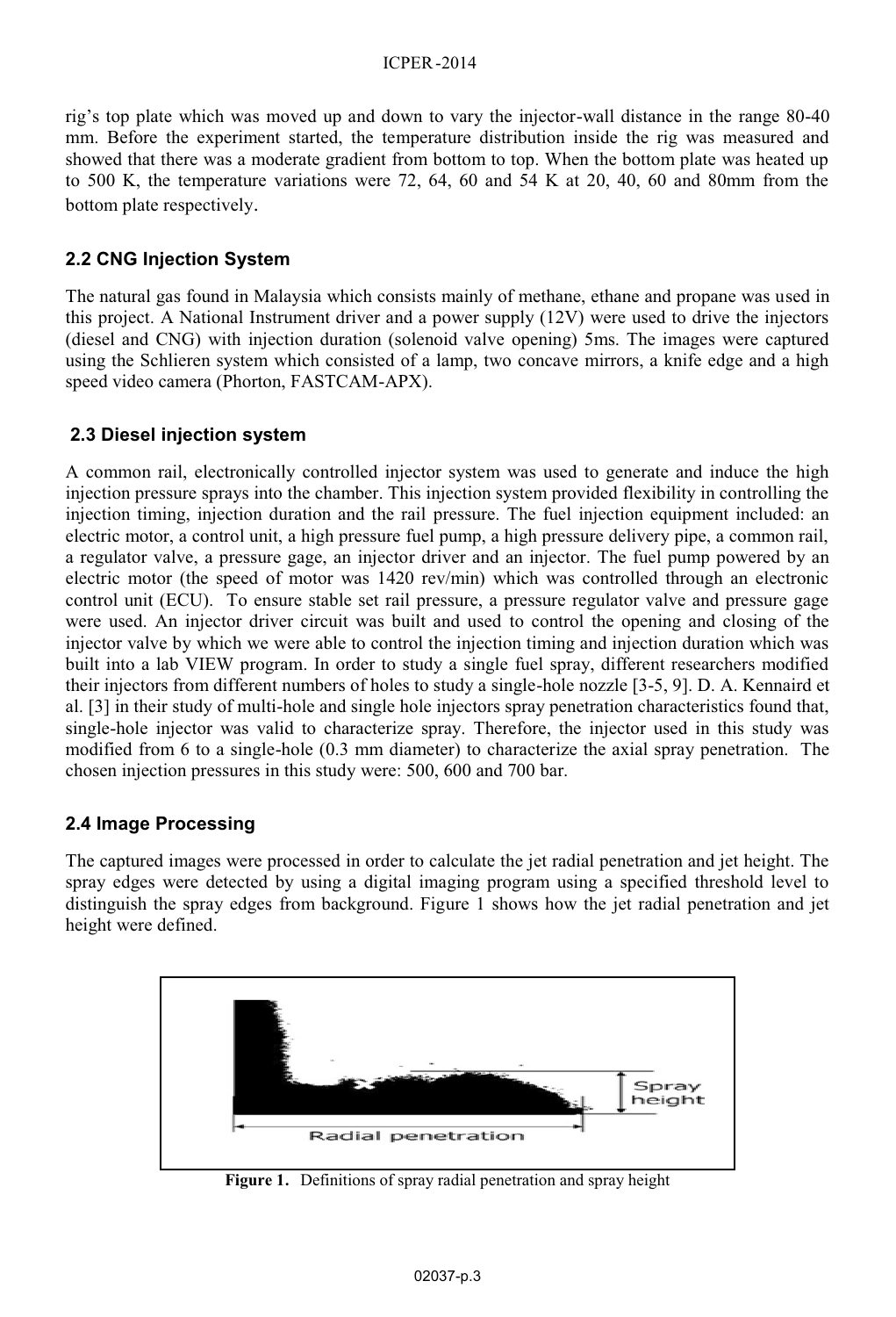rig's top plate which was moved up and down to vary the injector-wall distance in the range 80-40 mm. Before the experiment started, the temperature distribution inside the rig was measured and showed that there was a moderate gradient from bottom to top. When the bottom plate was heated up to 500 K, the temperature variations were 72, 64, 60 and 54 K at 20, 40, 60 and 80mm from the bottom plate respectively.

### 2.2 CNG Injection System

The natural gas found in Malaysia which consists mainly of methane, ethane and propane was used in this project. A National Instrument driver and a power supply (12V) were used to drive the injectors (diesel and CNG) with injection duration (solenoid valve opening) 5ms. The images were captured using the Schlieren system which consisted of a lamp, two concave mirrors, a knife edge and a high speed video camera (Phorton, FASTCAM-APX).

### 2.3 Diesel injection system

A common rail, electronically controlled injector system was used to generate and induce the high injection pressure sprays into the chamber. This injection system provided flexibility in controlling the injection timing, injection duration and the rail pressure. The fuel injection equipment included: an electric motor, a control unit, a high pressure fuel pump, a high pressure delivery pipe, a common rail, a regulator valve, a pressure gage, an injector driver and an injector. The fuel pump powered by an electric motor (the speed of motor was 1420 rev/min) which was controlled through an electronic control unit (ECU). To ensure stable set rail pressure, a pressure regulator valve and pressure gage were used. An injector driver circuit was built and used to control the opening and closing of the injector valve by which we were able to control the injection timing and injection duration which was built into a lab VIEW program. In order to study a single fuel spray, different researchers modified their injectors from different numbers of holes to study a single-hole nozzle [3-5, 9]. D. A. Kennaird et al. [3] in their study of multi-hole and single hole injectors spray penetration characteristics found that, single-hole injector was valid to characterize spray. Therefore, the injector used in this study was modified from 6 to a single-hole (0.3 mm diameter) to characterize the axial spray penetration. The chosen injection pressures in this study were: 500, 600 and 700 bar.

### 2.4 Image Processing

The captured images were processed in order to calculate the jet radial penetration and jet height. The spray edges were detected by using a digital imaging program using a specified threshold level to distinguish the spray edges from background. Figure 1 shows how the jet radial penetration and jet height were defined.

**Figure 1.** Definitions of spray radial penetration and spray height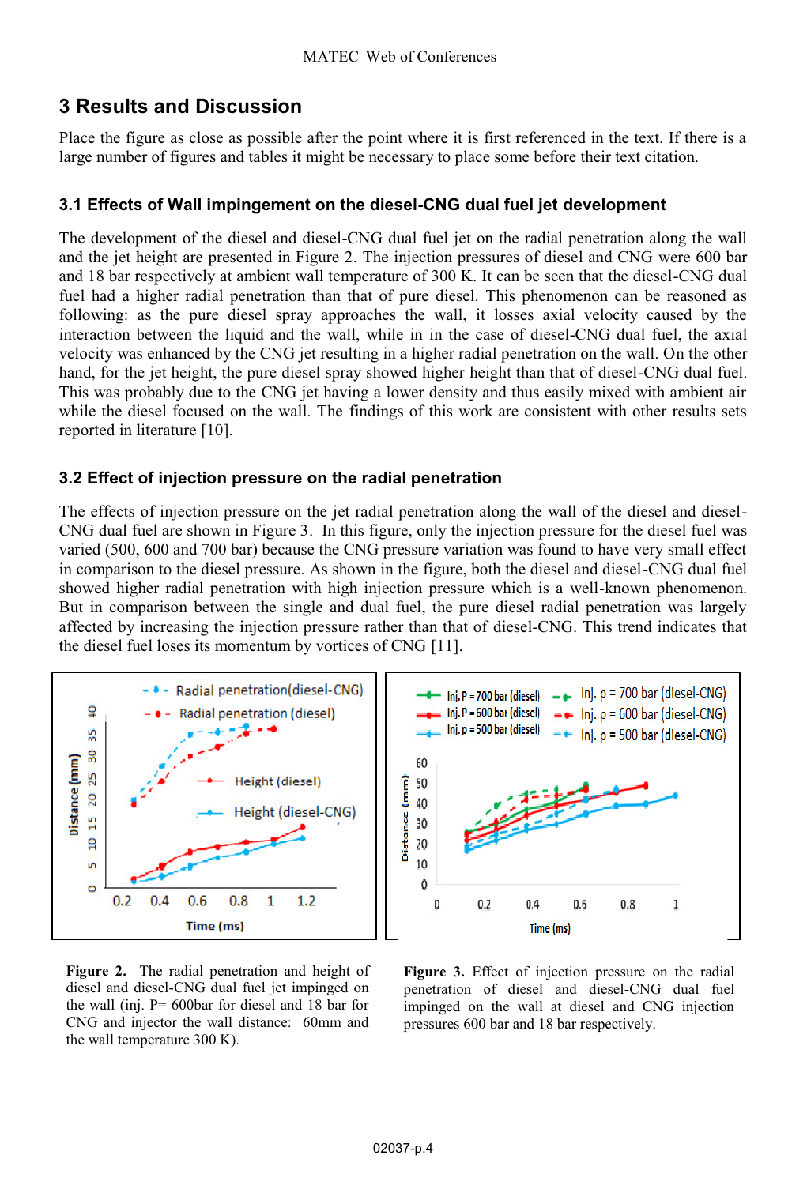## 3 Results and Discussion

Place the figure as close as possible after the point where it is first referenced in the text. If there is a large number of figures and tables it might be necessary to place some before their text citation.

### 3.1 Effects of Wall impingement on the diesel-CNG dual fuel jet development

The development of the diesel and diesel-CNG dual fuel jet on the radial penetration along the wall and the jet height are presented in Figure 2. The injection pressures of diesel and CNG were 600 bar and 18 bar respectively at ambient wall temperature of 300 K. It can be seen that the diesel-CNG dual fuel had a higher radial penetration than that of pure diesel. This phenomenon can be reasoned as following: as the pure diesel spray approaches the wall, it losses axial velocity caused by the interaction between the liquid and the wall, while in in the case of diesel-CNG dual fuel, the axial velocity was enhanced by the CNG jet resulting in a higher radial penetration on the wall. On the other hand, for the jet height, the pure diesel spray showed higher height than that of diesel-CNG dual fuel. This was probably due to the CNG jet having a lower density and thus easily mixed with ambient air while the diesel focused on the wall. The findings of this work are consistent with other results sets reported in literature [10].

### 3.2 Effect of injection pressure on the radial penetration

The effects of injection pressure on the jet radial penetration along the wall of the diesel and diesel-CNG dual fuel are shown in Figure 3. In this figure, only the injection pressure for the diesel fuel was varied (500, 600 and 700 bar) because the CNG pressure variation was found to have very small effect in comparison to the diesel pressure. As shown in the figure, both the diesel and diesel-CNG dual fuel showed higher radial penetration with high injection pressure which is a well-known phenomenon. But in comparison between the single and dual fuel, the pure diesel radial penetration was largely affected by increasing the injection pressure rather than that of diesel-CNG. This trend indicates that the diesel fuel loses its momentum by vortices of CNG [11].

**Figure 2.** The radial penetration and height of diesel and diesel-CNG dual fuel jet impinged on the wall (inj. P= 600bar for diesel and 18 bar for CNG and injector the wall distance: 60mm and the wall temperature 300 K).

**Figure 3.** Effect of injection pressure on the radial penetration of diesel and diesel-CNG dual fuel impinged on the wall at diesel and CNG injection pressures 600 bar and 18 bar respectively.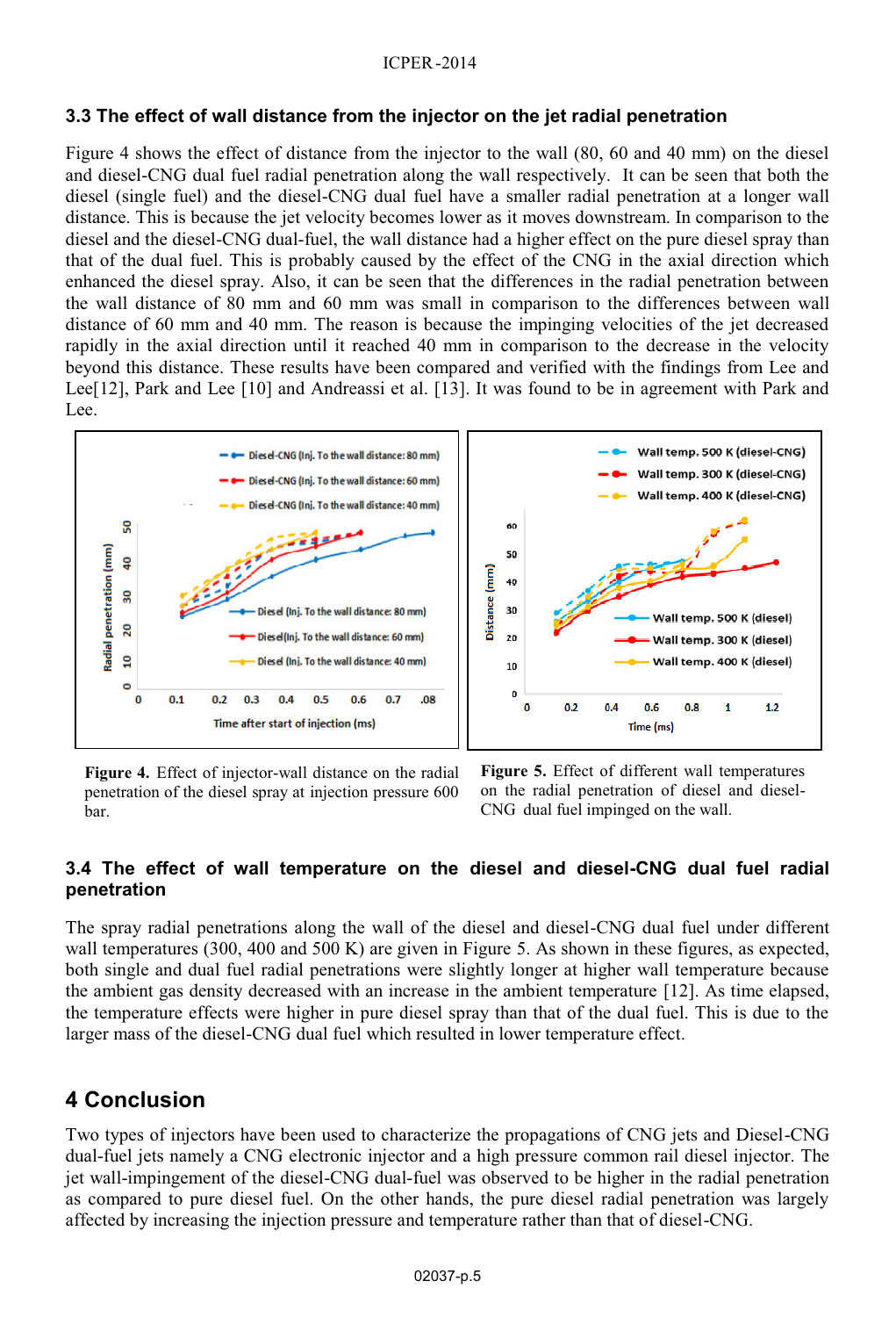### 3.3 The effect of wall distance from the injector on the jet radial penetration

Figure 4 shows the effect of distance from the injector to the wall (80, 60 and 40 mm) on the diesel and diesel-CNG dual fuel radial penetration along the wall respectively. It can be seen that both the diesel (single fuel) and the diesel-CNG dual fuel have a smaller radial penetration at a longer wall distance. This is because the jet velocity becomes lower as it moves downstream. In comparison to the diesel and the diesel-CNG dual-fuel, the wall distance had a higher effect on the pure diesel spray than that of the dual fuel. This is probably caused by the effect of the CNG in the axial direction which enhanced the diesel spray. Also, it can be seen that the differences in the radial penetration between the wall distance of 80 mm and 60 mm was small in comparison to the differences between wall distance of 60 mm and 40 mm. The reason is because the impinging velocities of the jet decreased rapidly in the axial direction until it reached 40 mm in comparison to the decrease in the velocity beyond this distance. These results have been compared and verified with the findings from Lee and Lee[12], Park and Lee [10] and Andreassi et al. [13]. It was found to be in agreement with Park and Lee.

**Figure 4.** Effect of injector-wall distance on the radial penetration of the diesel spray at injection pressure 600 bar.

**Figure 5.** Effect of different wall temperatures on the radial penetration of diesel and diesel-CNG dual fuel impinged on the wall.

### 3.4 The effect of wall temperature on the diesel and diesel-CNG dual fuel radial penetration

The spray radial penetrations along the wall of the diesel and diesel-CNG dual fuel under different wall temperatures (300, 400 and 500 K) are given in Figure 5. As shown in these figures, as expected, both single and dual fuel radial penetrations were slightly longer at higher wall temperature because the ambient gas density decreased with an increase in the ambient temperature [12]. As time elapsed, the temperature effects were higher in pure diesel spray than that of the dual fuel. This is due to the larger mass of the diesel-CNG dual fuel which resulted in lower temperature effect.

## 4 Conclusion

Two types of injectors have been used to characterize the propagations of CNG jets and Diesel-CNG dual-fuel jets namely a CNG electronic injector and a high pressure common rail diesel injector. The jet wall-impingement of the diesel-CNG dual-fuel was observed to be higher in the radial penetration as compared to pure diesel fuel. On the other hands, the pure diesel radial penetration was largely affected by increasing the injection pressure and temperature rather than that of diesel-CNG.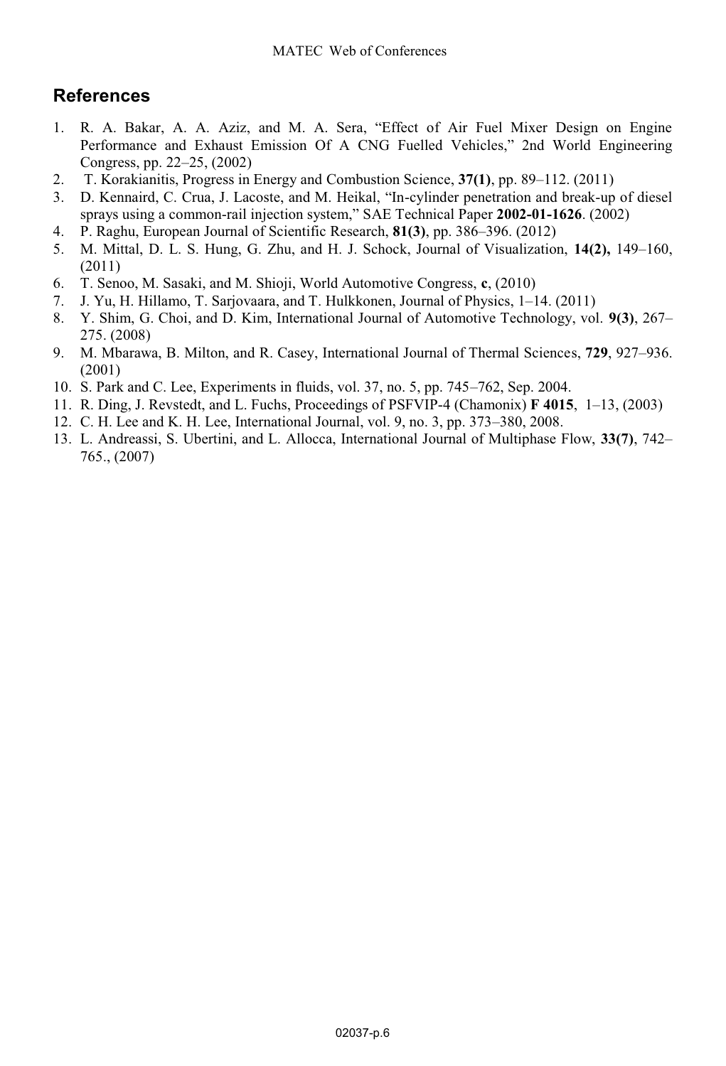## References

1. R. A. Bakar, A. A. Aziz, and M. A. Sera, "Effect of Air Fuel Mixer Design on Engine Performance and Exhaust Emission Of A CNG Fuelled Vehicles," 2nd World Engineering Congress, pp. 22–25, (2002)
2. T. Korakianitis, Progress in Energy and Combustion Science, **37(1)**, pp. 89–112. (2011)
3. D. Kennaird, C. Crua, J. Lacoste, and M. Heikal, "In-cylinder penetration and break-up of diesel sprays using a common-rail injection system," SAE Technical Paper **2002-01-1626**. (2002)
4. P. Raghu, European Journal of Scientific Research, **81(3)**, pp. 386–396. (2012)
5. M. Mittal, D. L. S. Hung, G. Zhu, and H. J. Schock, Journal of Visualization, **14(2),** 149–160, (2011)
6. T. Senoo, M. Sasaki, and M. Shioji, World Automotive Congress, **c**, (2010)
7. J. Yu, H. Hillamo, T. Sarjovaara, and T. Hulkkonen, Journal of Physics, 1–14. (2011)
8. Y. Shim, G. Choi, and D. Kim, International Journal of Automotive Technology, vol. **9(3)**, 267–275. (2008)
9. M. Mbarawa, B. Milton, and R. Casey, International Journal of Thermal Sciences, **729**, 927–936. (2001)
10. S. Park and C. Lee, Experiments in fluids, vol. 37, no. 5, pp. 745–762, Sep. 2004.
11. R. Ding, J. Revstedt, and L. Fuchs, Proceedings of PSFVIP-4 (Chamonix) **F 4015**, 1–13, (2003)
12. C. H. Lee and K. H. Lee, International Journal, vol. 9, no. 3, pp. 373–380, 2008.
13. L. Andreassi, S. Ubertini, and L. Allocca, International Journal of Multiphase Flow, **33(7)**, 742–765., (2007)